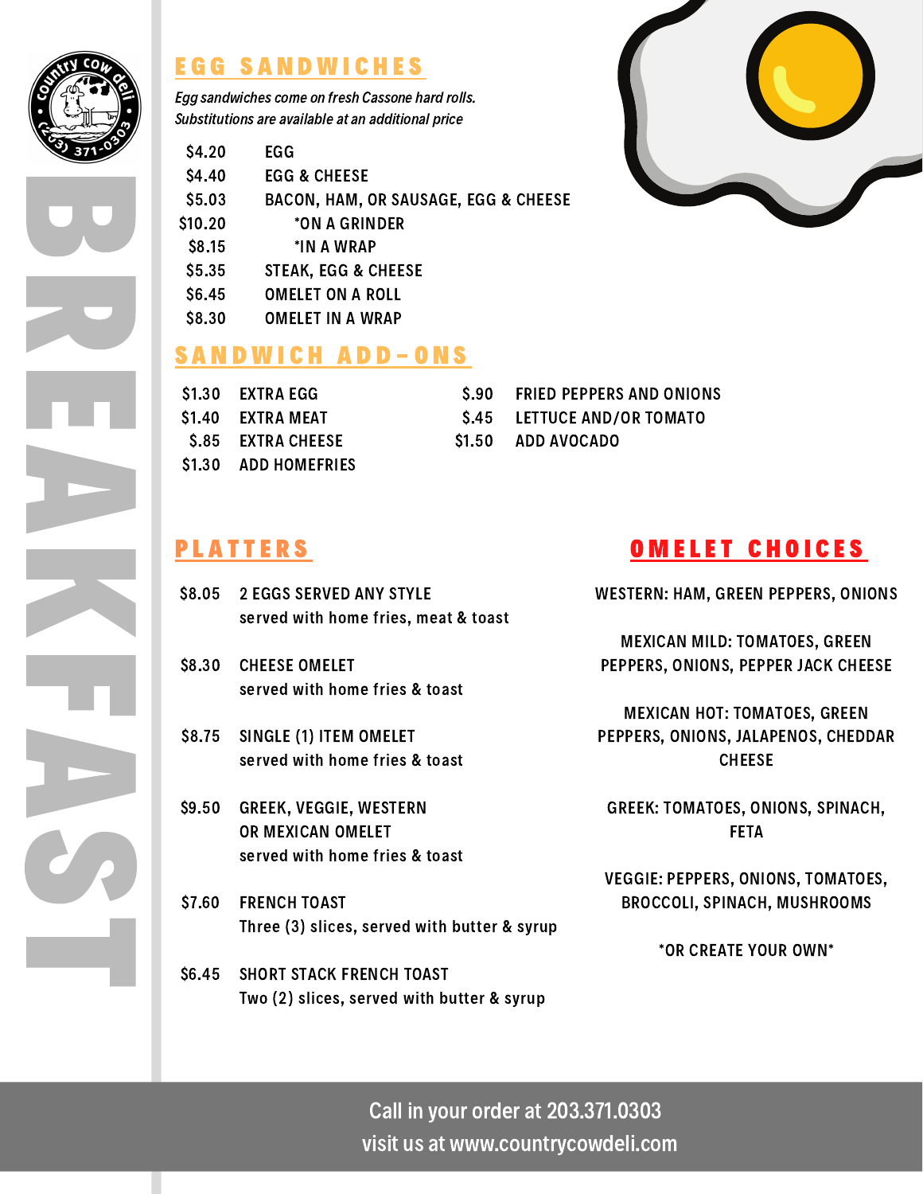# BREAKFAST

country cow deli (203) 371-0303

## EGG SANDWICHES

*Egg sandwiches come on fresh Cassone hard rolls.*
*Substitutions are available at an additional price*

| Price | Item |
|---|---|
| $4.20 | EGG |
| $4.40 | EGG & CHEESE |
| $5.03 | BACON, HAM, OR SAUSAGE, EGG & CHEESE |
| $10.20 | *ON A GRINDER |
| $8.15 | *IN A WRAP |
| $5.35 | STEAK, EGG & CHEESE |
| $6.45 | OMELET ON A ROLL |
| $8.30 | OMELET IN A WRAP |

## SANDWICH ADD-ONS

| Price | Item |
|---|---|
| $1.30 | EXTRA EGG |
| $1.40 | EXTRA MEAT |
| $.85 | EXTRA CHEESE |
| $1.30 | ADD HOMEFRIES |
| $.90 | FRIED PEPPERS AND ONIONS |
| $.45 | LETTUCE AND/OR TOMATO |
| $1.50 | ADD AVOCADO |

## PLATTERS

$8.05 2 EGGS SERVED ANY STYLE
served with home fries, meat & toast

$8.30 CHEESE OMELET
served with home fries & toast

$8.75 SINGLE (1) ITEM OMELET
served with home fries & toast

$9.50 GREEK, VEGGIE, WESTERN OR MEXICAN OMELET
served with home fries & toast

$7.60 FRENCH TOAST
Three (3) slices, served with butter & syrup

$6.45 SHORT STACK FRENCH TOAST
Two (2) slices, served with butter & syrup

## OMELET CHOICES

WESTERN: HAM, GREEN PEPPERS, ONIONS

MEXICAN MILD: TOMATOES, GREEN PEPPERS, ONIONS, PEPPER JACK CHEESE

MEXICAN HOT: TOMATOES, GREEN PEPPERS, ONIONS, JALAPENOS, CHEDDAR CHEESE

GREEK: TOMATOES, ONIONS, SPINACH, FETA

VEGGIE: PEPPERS, ONIONS, TOMATOES, BROCCOLI, SPINACH, MUSHROOMS

*OR CREATE YOUR OWN*

Call in your order at 203.371.0303
visit us at www.countrycowdeli.com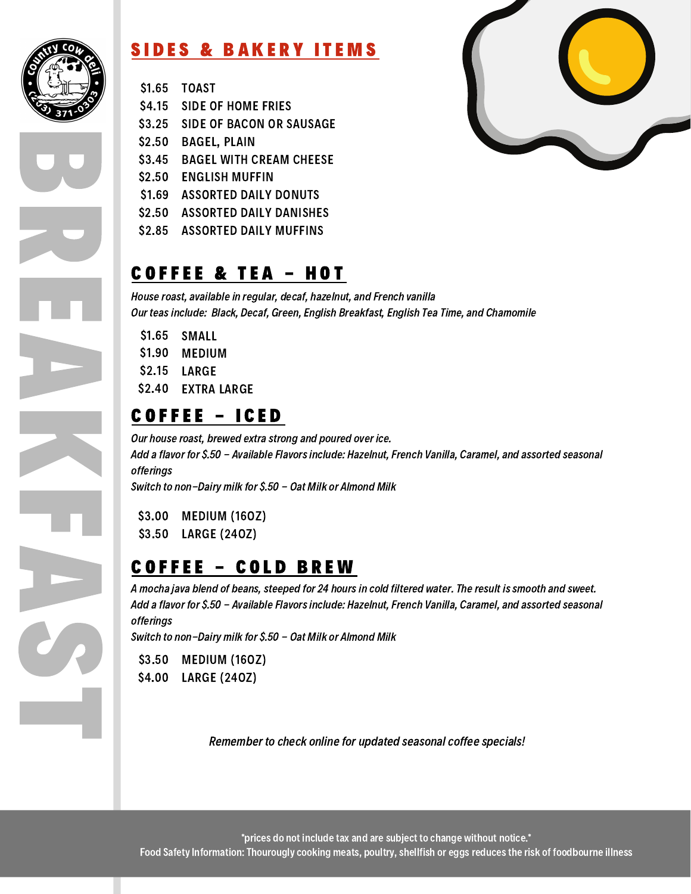BREAKFAST

## SIDES & BAKERY ITEMS

- $1.65 TOAST
- $4.15 SIDE OF HOME FRIES
- $3.25 SIDE OF BACON OR SAUSAGE
- $2.50 BAGEL, PLAIN
- $3.45 BAGEL WITH CREAM CHEESE
- $2.50 ENGLISH MUFFIN
- $1.69 ASSORTED DAILY DONUTS
- $2.50 ASSORTED DAILY DANISHES
- $2.85 ASSORTED DAILY MUFFINS

## COFFEE & TEA – HOT

*House roast, available in regular, decaf, hazelnut, and French vanilla*
*Our teas include: Black, Decaf, Green, English Breakfast, English Tea Time, and Chamomile*

- $1.65 SMALL
- $1.90 MEDIUM
- $2.15 LARGE
- $2.40 EXTRA LARGE

## COFFEE – ICED

*Our house roast, brewed extra strong and poured over ice.*
*Add a flavor for $.50 – Available Flavors include: Hazelnut, French Vanilla, Caramel, and assorted seasonal offerings*
*Switch to non–Dairy milk for $.50 – Oat Milk or Almond Milk*

- $3.00 MEDIUM (16OZ)
- $3.50 LARGE (24OZ)

## COFFEE – COLD BREW

*A mocha java blend of beans, steeped for 24 hours in cold filtered water. The result is smooth and sweet.*
*Add a flavor for $.50 – Available Flavors include: Hazelnut, French Vanilla, Caramel, and assorted seasonal offerings*
*Switch to non–Dairy milk for $.50 – Oat Milk or Almond Milk*

- $3.50 MEDIUM (16OZ)
- $4.00 LARGE (24OZ)

*Remember to check online for updated seasonal coffee specials!*

*prices do not include tax and are subject to change without notice.*
Food Safety Information: Thourougly cooking meats, poultry, shellfish or eggs reduces the risk of foodbourne illness